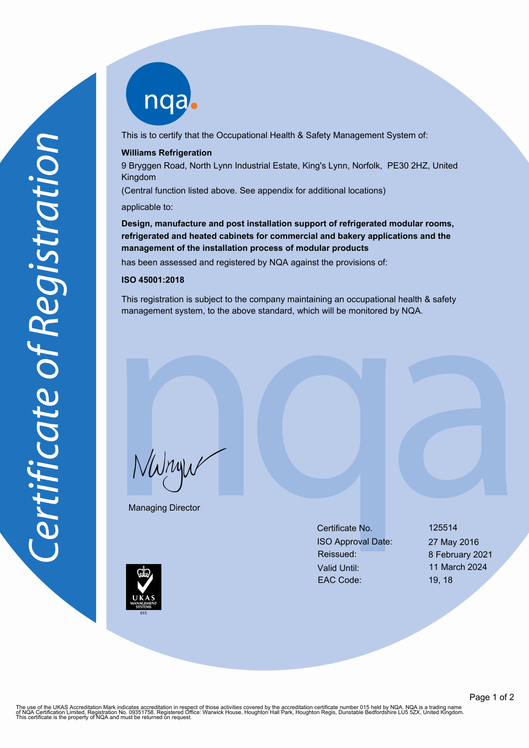# Certificate of Registration

nqa

This is to certify that the Occupational Health & Safety Management System of:

**Williams Refrigeration**

9 Bryggen Road, North Lynn Industrial Estate, King's Lynn, Norfolk, PE30 2HZ, United Kingdom

(Central function listed above. See appendix for additional locations)

applicable to:

**Design, manufacture and post installation support of refrigerated modular rooms, refrigerated and heated cabinets for commercial and bakery applications and the management of the installation process of modular products**

has been assessed and registered by NQA against the provisions of:

**ISO 45001:2018**

This registration is subject to the company maintaining an occupational health & safety management system, to the above standard, which will be monitored by NQA.

Managing Director

| | |
|---|---|
| Certificate No. | 125514 |
| ISO Approval Date: | 27 May 2016 |
| Reissued: | 8 February 2021 |
| Valid Until: | 11 March 2024 |
| EAC Code: | 19, 18 |

UKAS MANAGEMENT SYSTEMS 015

The use of the UKAS Accreditation Mark indicates accreditation in respect of those activities covered by the accreditation certificate number 015 held by NQA. NQA is a trading name of NQA Certification Limited, Registration No. 09351758. Registered Office: Warwick House, Houghton Hall Park, Houghton Regis, Dunstable Bedfordshire LU5 5ZX, United Kingdom. This certificate is the property of NQA and must be returned on request.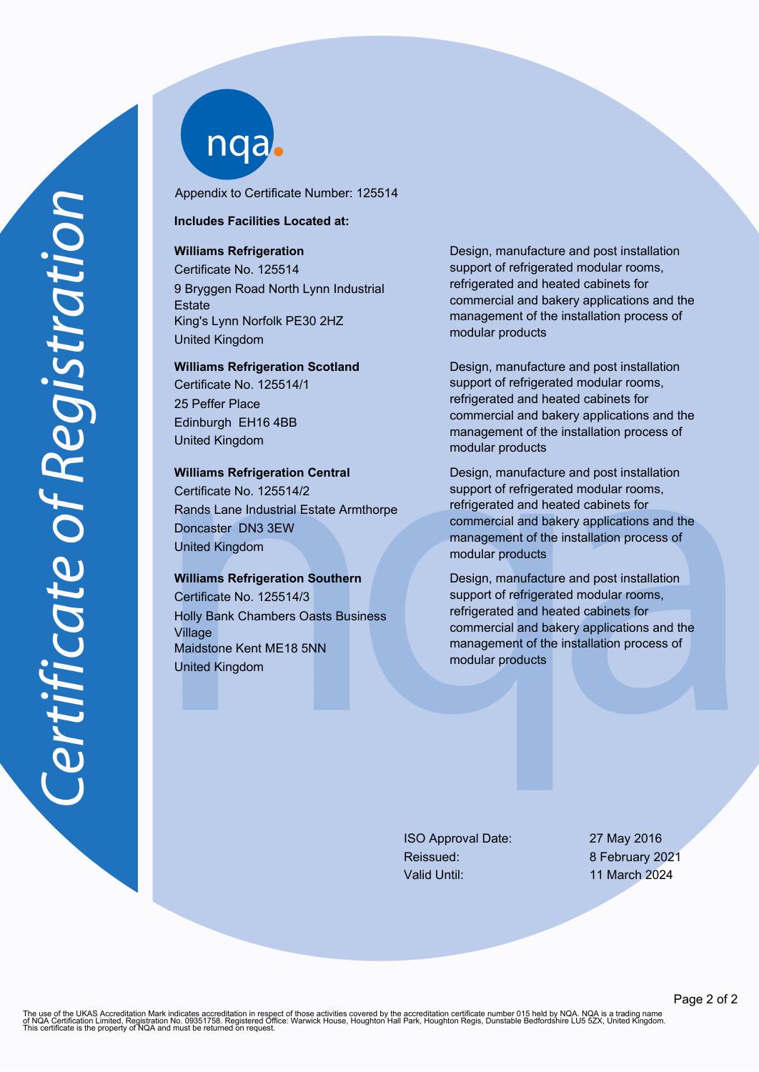Certificate of Registration

Appendix to Certificate Number: 125514

**Includes Facilities Located at:**

| | |
|---|---|
| **Williams Refrigeration**<br>Certificate No. 125514<br>9 Bryggen Road North Lynn Industrial Estate<br>King's Lynn Norfolk PE30 2HZ<br>United Kingdom | Design, manufacture and post installation support of refrigerated modular rooms, refrigerated and heated cabinets for commercial and bakery applications and the management of the installation process of modular products |
| **Williams Refrigeration Scotland**<br>Certificate No. 125514/1<br>25 Peffer Place<br>Edinburgh EH16 4BB<br>United Kingdom | Design, manufacture and post installation support of refrigerated modular rooms, refrigerated and heated cabinets for commercial and bakery applications and the management of the installation process of modular products |
| **Williams Refrigeration Central**<br>Certificate No. 125514/2<br>Rands Lane Industrial Estate Armthorpe<br>Doncaster DN3 3EW<br>United Kingdom | Design, manufacture and post installation support of refrigerated modular rooms, refrigerated and heated cabinets for commercial and bakery applications and the management of the installation process of modular products |
| **Williams Refrigeration Southern**<br>Certificate No. 125514/3<br>Holly Bank Chambers Oasts Business Village<br>Maidstone Kent ME18 5NN<br>United Kingdom | Design, manufacture and post installation support of refrigerated modular rooms, refrigerated and heated cabinets for commercial and bakery applications and the management of the installation process of modular products |

| | |
|---|---|
| ISO Approval Date: | 27 May 2016 |
| Reissued: | 8 February 2021 |
| Valid Until: | 11 March 2024 |

The use of the UKAS Accreditation Mark indicates accreditation in respect of those activities covered by the accreditation certificate number 015 held by NQA. NQA is a trading name of NQA Certification Limited, Registration No. 09351758. Registered Office: Warwick House, Houghton Hall Park, Houghton Regis, Dunstable Bedfordshire LU5 5ZX, United Kingdom. This certificate is the property of NQA and must be returned on request.